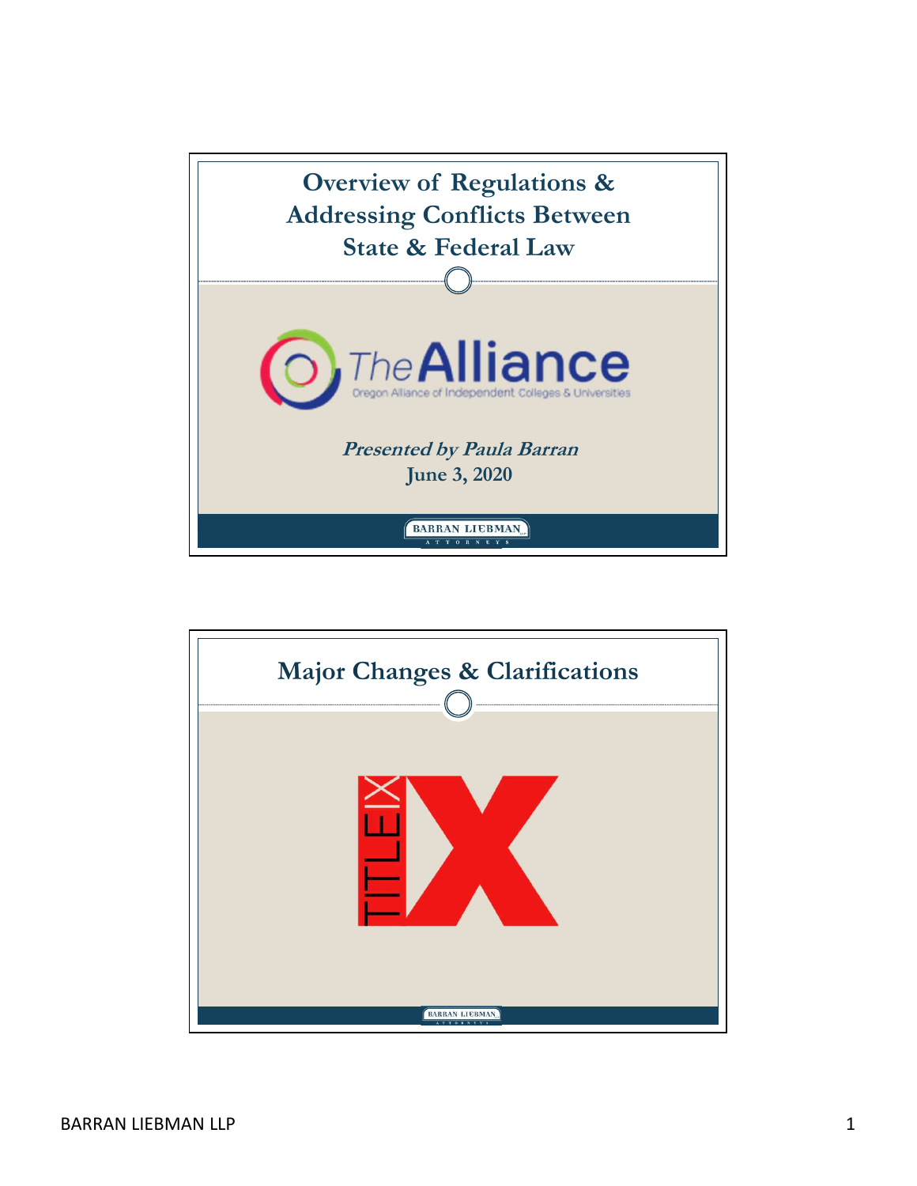## Overview of Regulations & Addressing Conflicts Between State & Federal Law

The Alliance

Oregon Alliance of Independent Colleges & Universities

*Presented by Paula Barran*

June 3, 2020

BARRAN LIEBMAN ATTORNEYS

## Major Changes & Clarifications

TITLE IX

BARRAN LIEBMAN ATTORNEYS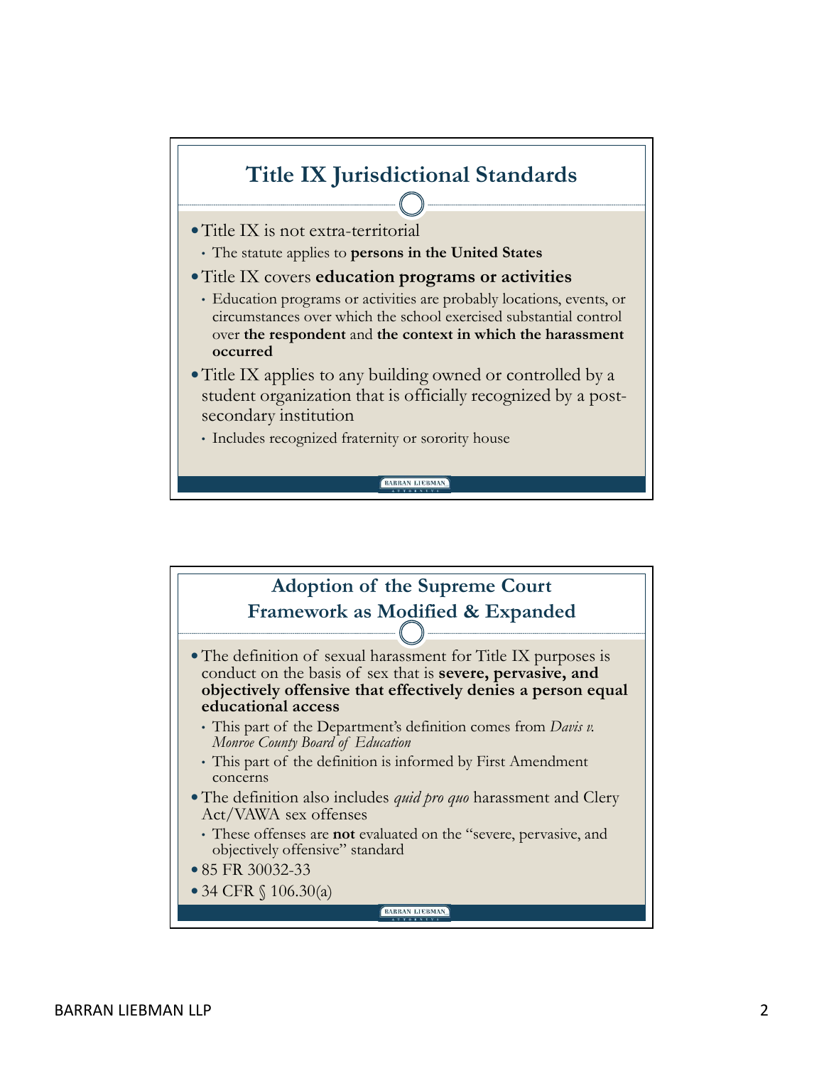## Title IX Jurisdictional Standards

- Title IX is not extra-territorial
  - The statute applies to **persons in the United States**
- Title IX covers **education programs or activities**
  - Education programs or activities are probably locations, events, or circumstances over which the school exercised substantial control over **the respondent** and **the context in which the harassment occurred**
- Title IX applies to any building owned or controlled by a student organization that is officially recognized by a post-secondary institution
  - Includes recognized fraternity or sorority house

## Adoption of the Supreme Court Framework as Modified & Expanded

- The definition of sexual harassment for Title IX purposes is conduct on the basis of sex that is **severe, pervasive, and objectively offensive that effectively denies a person equal educational access**
  - This part of the Department's definition comes from *Davis v. Monroe County Board of Education*
  - This part of the definition is informed by First Amendment concerns
- The definition also includes *quid pro quo* harassment and Clery Act/VAWA sex offenses
  - These offenses are **not** evaluated on the "severe, pervasive, and objectively offensive" standard
- 85 FR 30032-33
- 34 CFR § 106.30(a)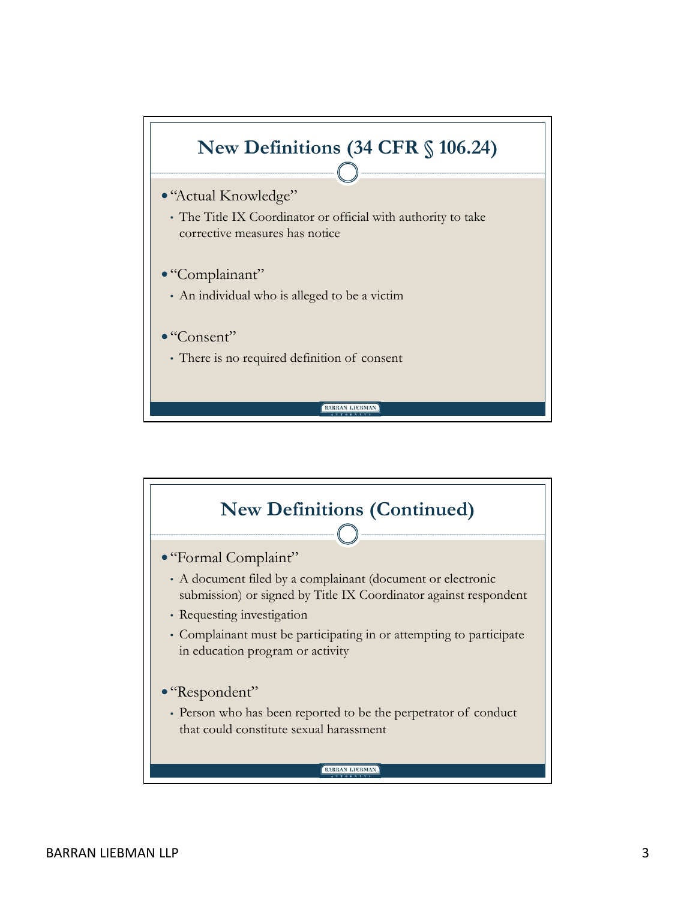## New Definitions (34 CFR § 106.24)

- "Actual Knowledge"
  - The Title IX Coordinator or official with authority to take corrective measures has notice
- "Complainant"
  - An individual who is alleged to be a victim
- "Consent"
  - There is no required definition of consent

## New Definitions (Continued)

- "Formal Complaint"
  - A document filed by a complainant (document or electronic submission) or signed by Title IX Coordinator against respondent
  - Requesting investigation
  - Complainant must be participating in or attempting to participate in education program or activity
- "Respondent"
  - Person who has been reported to be the perpetrator of conduct that could constitute sexual harassment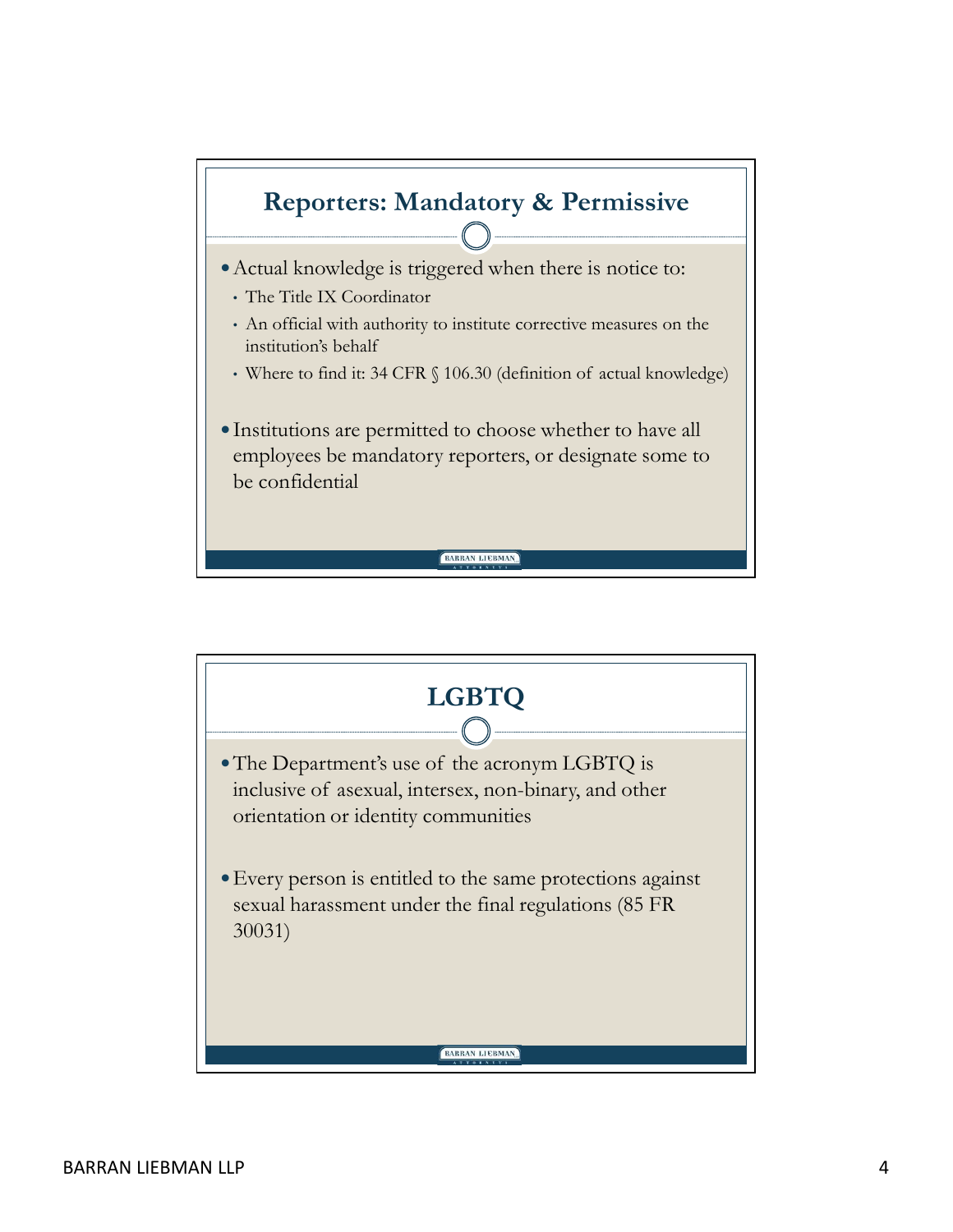## Reporters: Mandatory & Permissive

- Actual knowledge is triggered when there is notice to:
  - The Title IX Coordinator
  - An official with authority to institute corrective measures on the institution's behalf
  - Where to find it: 34 CFR § 106.30 (definition of actual knowledge)

- Institutions are permitted to choose whether to have all employees be mandatory reporters, or designate some to be confidential

## LGBTQ

- The Department's use of the acronym LGBTQ is inclusive of asexual, intersex, non-binary, and other orientation or identity communities

- Every person is entitled to the same protections against sexual harassment under the final regulations (85 FR 30031)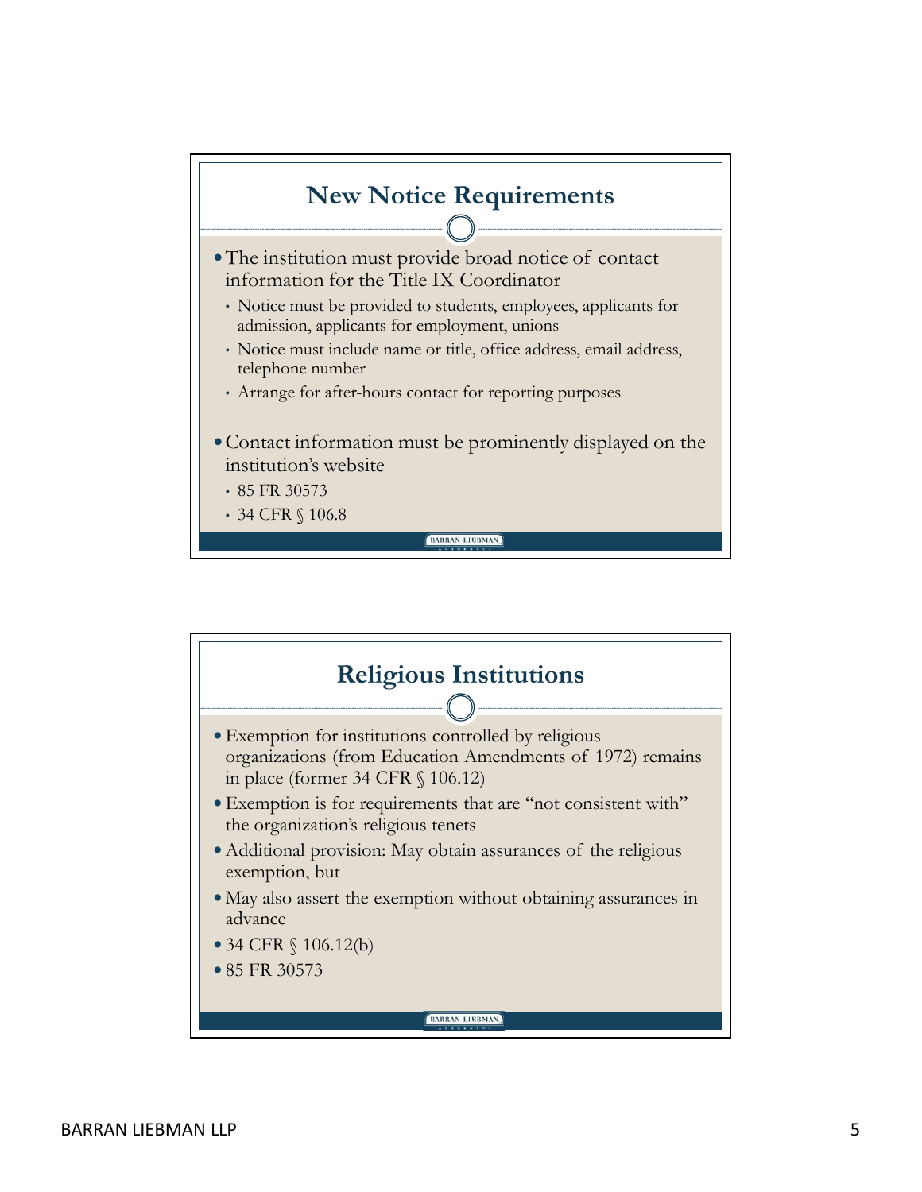## New Notice Requirements

- The institution must provide broad notice of contact information for the Title IX Coordinator
  - Notice must be provided to students, employees, applicants for admission, applicants for employment, unions
  - Notice must include name or title, office address, email address, telephone number
  - Arrange for after-hours contact for reporting purposes
- Contact information must be prominently displayed on the institution's website
  - 85 FR 30573
  - 34 CFR § 106.8

## Religious Institutions

- Exemption for institutions controlled by religious organizations (from Education Amendments of 1972) remains in place (former 34 CFR § 106.12)
- Exemption is for requirements that are "not consistent with" the organization's religious tenets
- Additional provision: May obtain assurances of the religious exemption, but
- May also assert the exemption without obtaining assurances in advance
- 34 CFR § 106.12(b)
- 85 FR 30573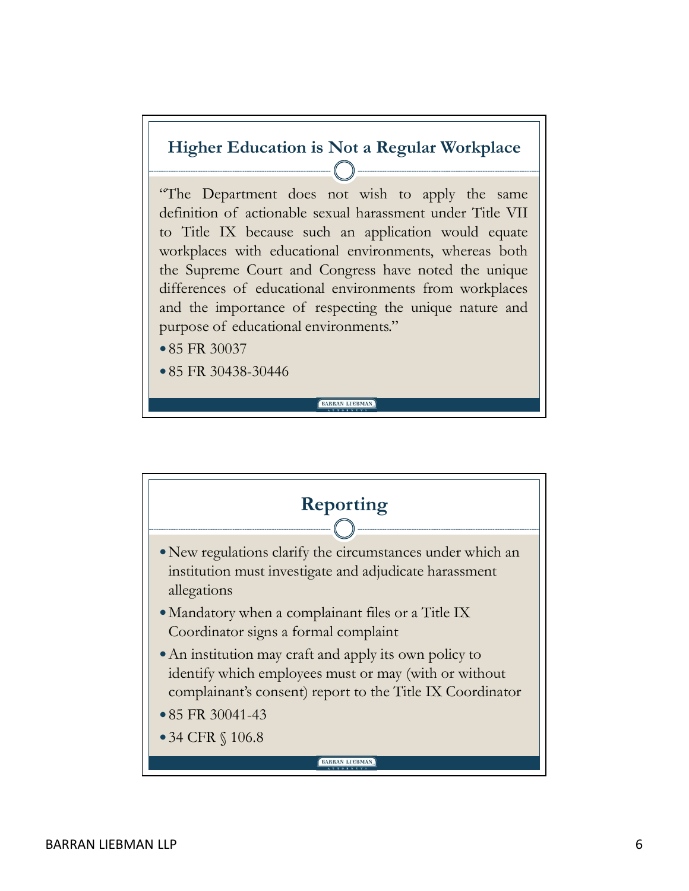## Higher Education is Not a Regular Workplace

"The Department does not wish to apply the same definition of actionable sexual harassment under Title VII to Title IX because such an application would equate workplaces with educational environments, whereas both the Supreme Court and Congress have noted the unique differences of educational environments from workplaces and the importance of respecting the unique nature and purpose of educational environments."

- 85 FR 30037
- 85 FR 30438-30446

## Reporting

- New regulations clarify the circumstances under which an institution must investigate and adjudicate harassment allegations
- Mandatory when a complainant files or a Title IX Coordinator signs a formal complaint
- An institution may craft and apply its own policy to identify which employees must or may (with or without complainant's consent) report to the Title IX Coordinator
- 85 FR 30041-43
- 34 CFR § 106.8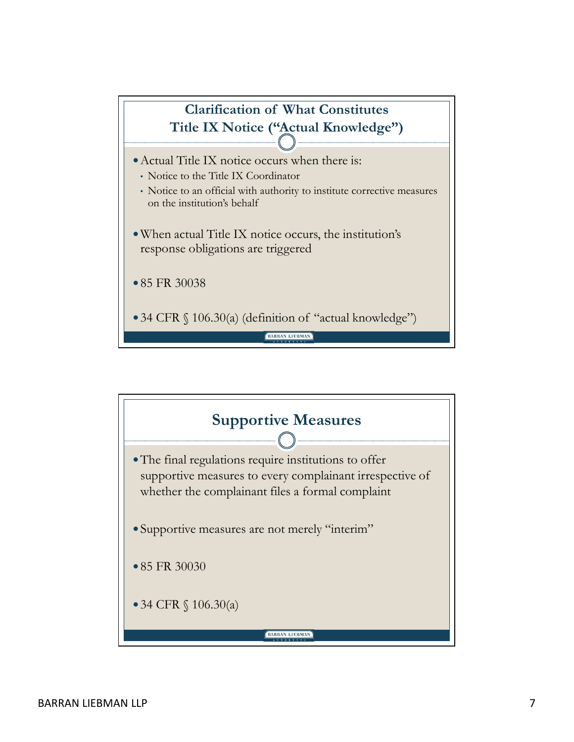## Clarification of What Constitutes Title IX Notice ("Actual Knowledge")

- Actual Title IX notice occurs when there is:
  - Notice to the Title IX Coordinator
  - Notice to an official with authority to institute corrective measures on the institution's behalf
- When actual Title IX notice occurs, the institution's response obligations are triggered
- 85 FR 30038
- 34 CFR § 106.30(a) (definition of "actual knowledge")

## Supportive Measures

- The final regulations require institutions to offer supportive measures to every complainant irrespective of whether the complainant files a formal complaint
- Supportive measures are not merely "interim"
- 85 FR 30030
- 34 CFR § 106.30(a)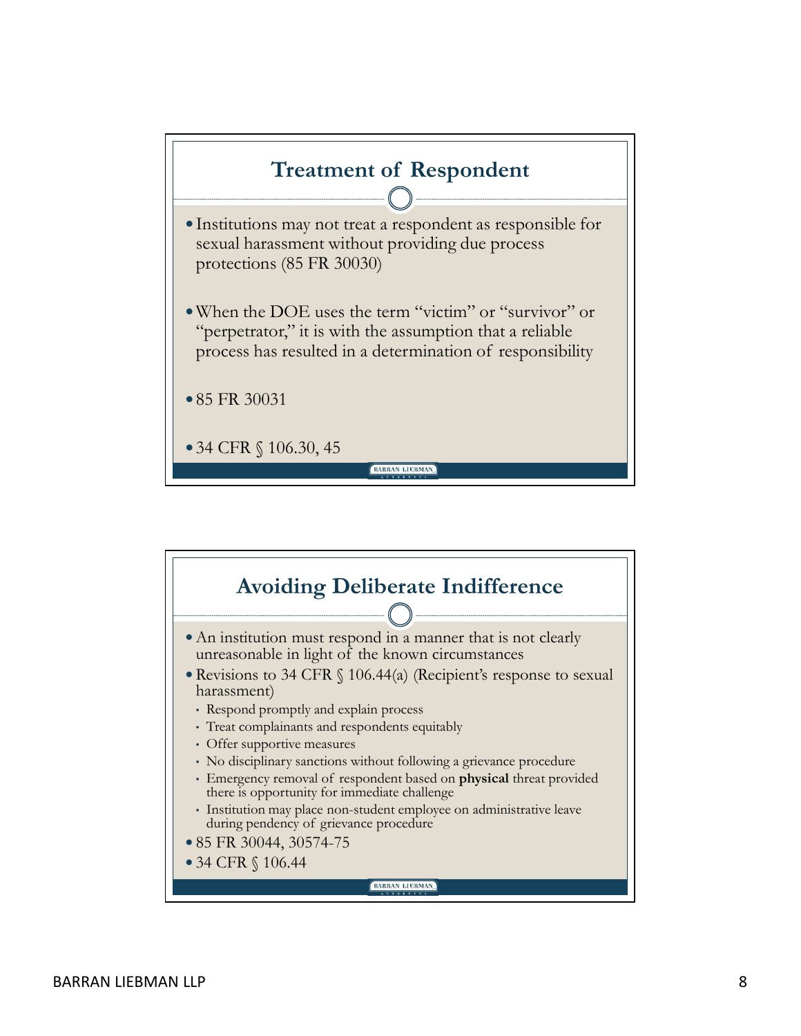## Treatment of Respondent

- Institutions may not treat a respondent as responsible for sexual harassment without providing due process protections (85 FR 30030)
- When the DOE uses the term "victim" or "survivor" or "perpetrator," it is with the assumption that a reliable process has resulted in a determination of responsibility
- 85 FR 30031
- 34 CFR § 106.30, 45

## Avoiding Deliberate Indifference

- An institution must respond in a manner that is not clearly unreasonable in light of the known circumstances
- Revisions to 34 CFR § 106.44(a) (Recipient's response to sexual harassment)
  - Respond promptly and explain process
  - Treat complainants and respondents equitably
  - Offer supportive measures
  - No disciplinary sanctions without following a grievance procedure
  - Emergency removal of respondent based on **physical** threat provided there is opportunity for immediate challenge
  - Institution may place non-student employee on administrative leave during pendency of grievance procedure
- 85 FR 30044, 30574-75
- 34 CFR § 106.44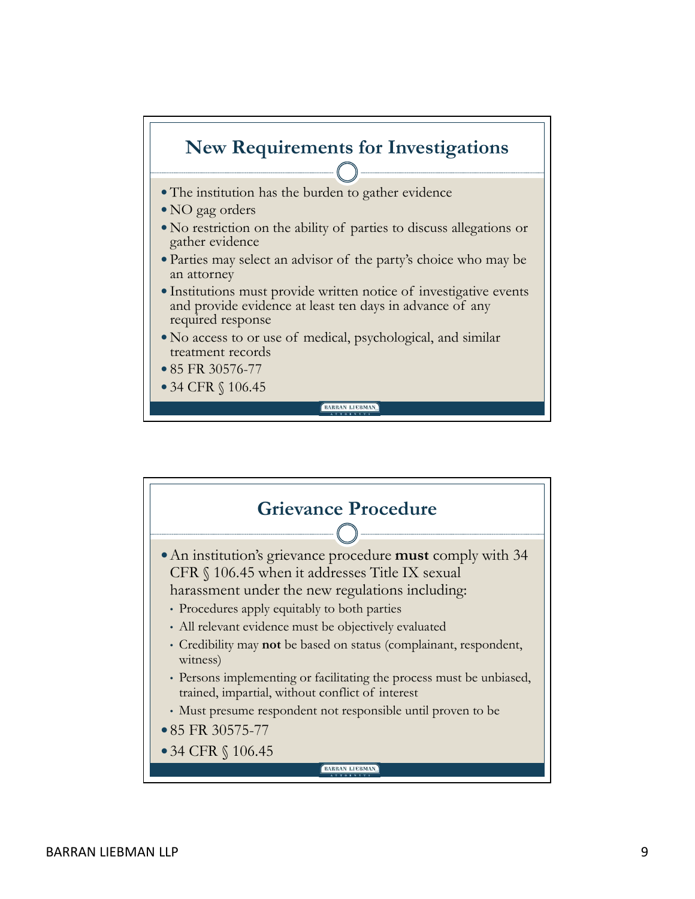## New Requirements for Investigations

- The institution has the burden to gather evidence
- NO gag orders
- No restriction on the ability of parties to discuss allegations or gather evidence
- Parties may select an advisor of the party's choice who may be an attorney
- Institutions must provide written notice of investigative events and provide evidence at least ten days in advance of any required response
- No access to or use of medical, psychological, and similar treatment records
- 85 FR 30576-77
- 34 CFR § 106.45

## Grievance Procedure

- An institution's grievance procedure **must** comply with 34 CFR § 106.45 when it addresses Title IX sexual harassment under the new regulations including:
  - Procedures apply equitably to both parties
  - All relevant evidence must be objectively evaluated
  - Credibility may **not** be based on status (complainant, respondent, witness)
  - Persons implementing or facilitating the process must be unbiased, trained, impartial, without conflict of interest
  - Must presume respondent not responsible until proven to be
- 85 FR 30575-77
- 34 CFR § 106.45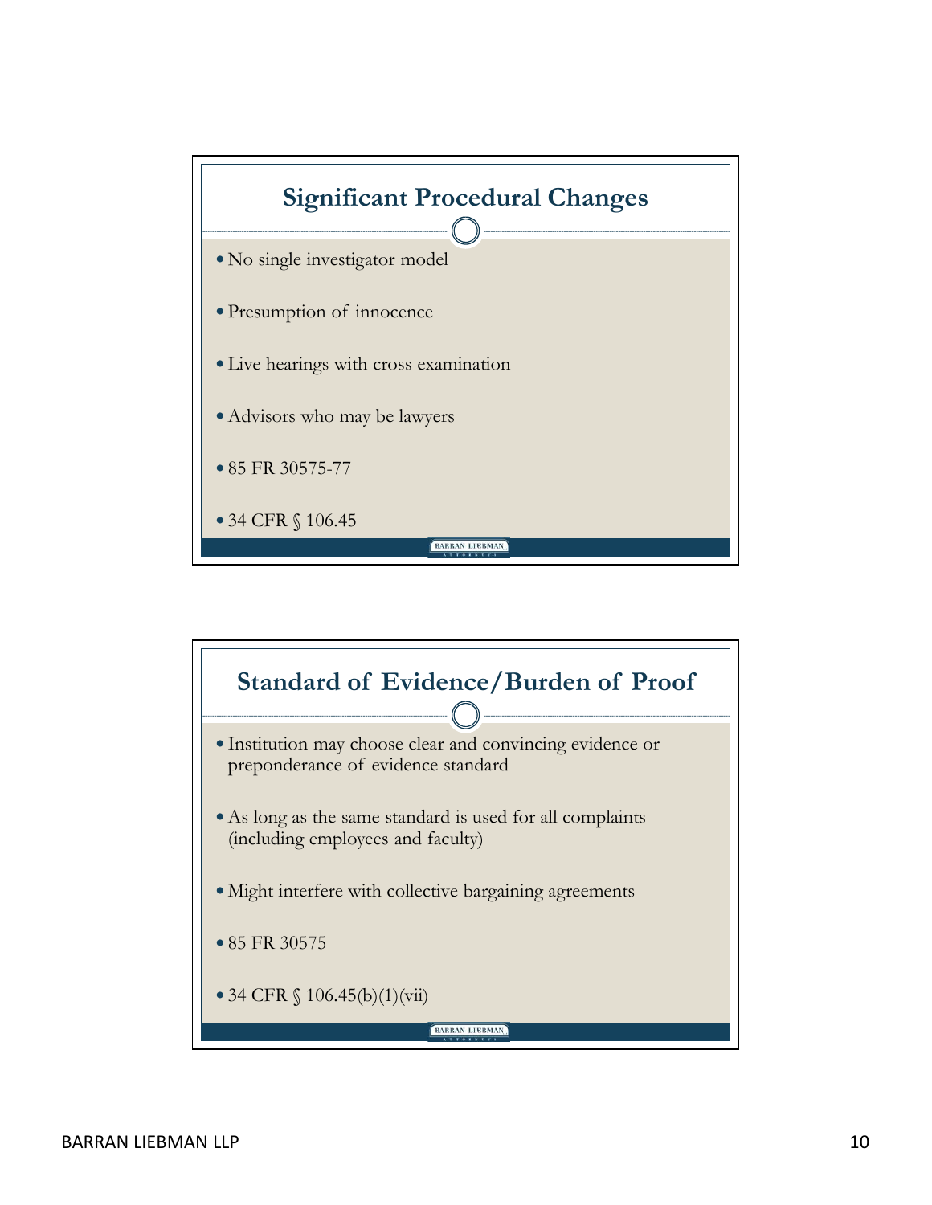## Significant Procedural Changes

- No single investigator model
- Presumption of innocence
- Live hearings with cross examination
- Advisors who may be lawyers
- 85 FR 30575-77
- 34 CFR § 106.45

## Standard of Evidence/Burden of Proof

- Institution may choose clear and convincing evidence or preponderance of evidence standard
- As long as the same standard is used for all complaints (including employees and faculty)
- Might interfere with collective bargaining agreements
- 85 FR 30575
- 34 CFR § 106.45(b)(1)(vii)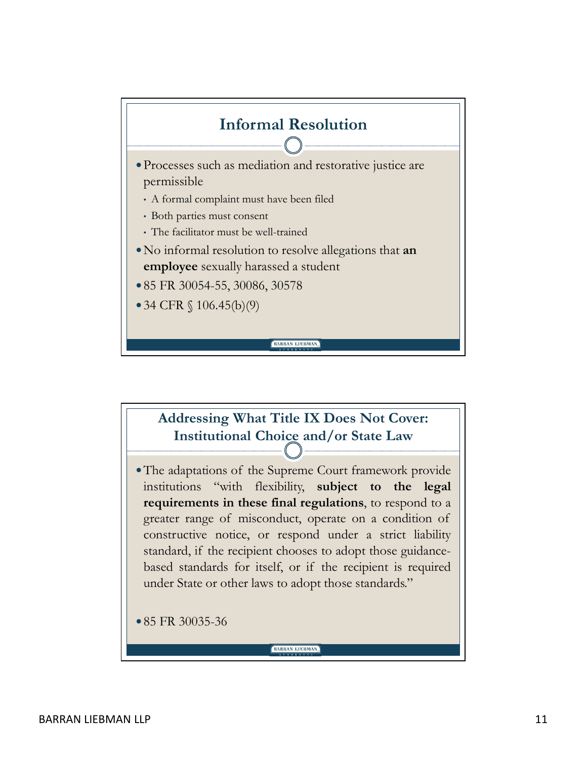## Informal Resolution

- Processes such as mediation and restorative justice are permissible
  - A formal complaint must have been filed
  - Both parties must consent
  - The facilitator must be well-trained
- No informal resolution to resolve allegations that **an employee** sexually harassed a student
- 85 FR 30054-55, 30086, 30578
- 34 CFR § 106.45(b)(9)

## Addressing What Title IX Does Not Cover: Institutional Choice and/or State Law

- The adaptations of the Supreme Court framework provide institutions "with flexibility, **subject to the legal requirements in these final regulations**, to respond to a greater range of misconduct, operate on a condition of constructive notice, or respond under a strict liability standard, if the recipient chooses to adopt those guidance-based standards for itself, or if the recipient is required under State or other laws to adopt those standards."
- 85 FR 30035-36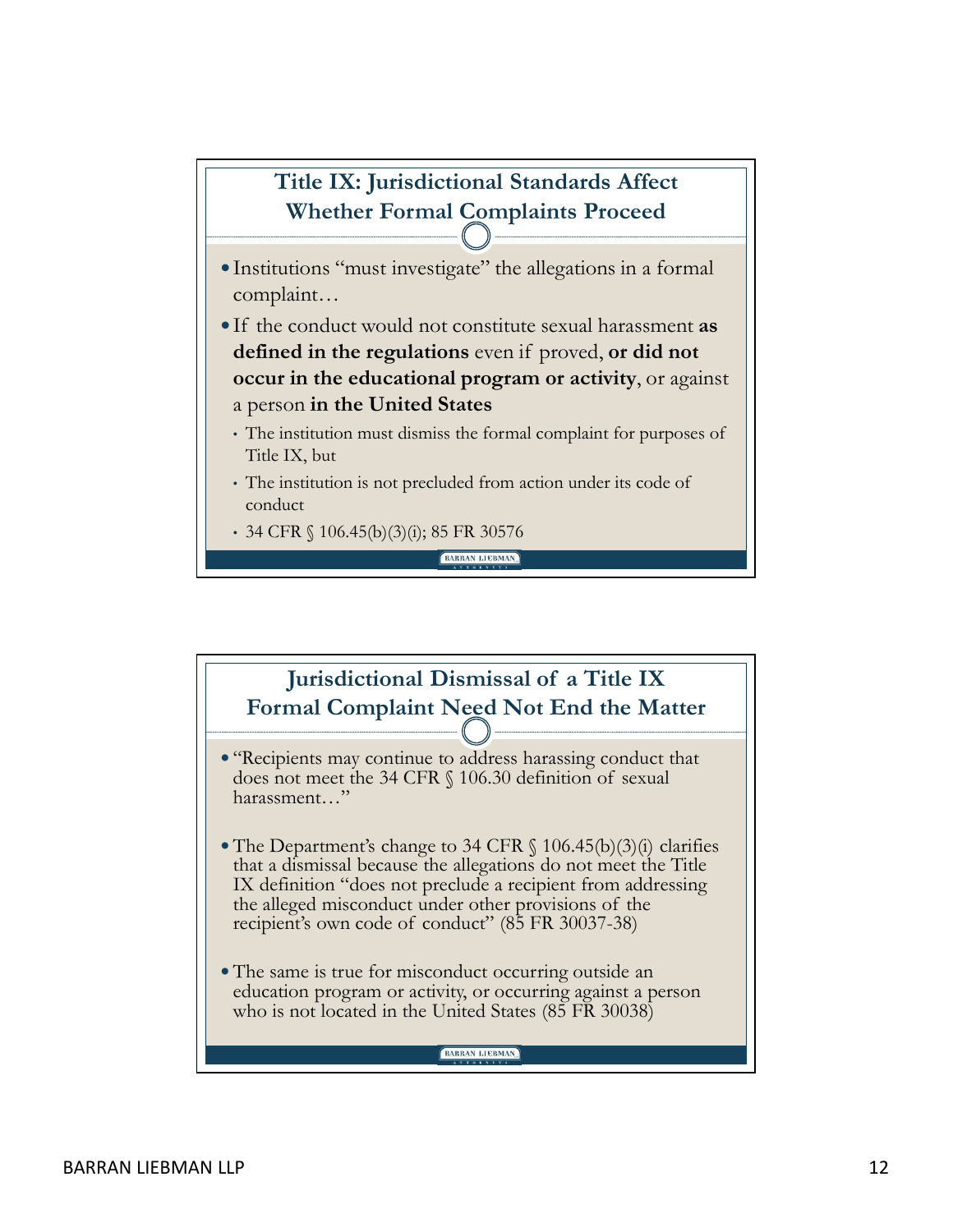## Title IX: Jurisdictional Standards Affect Whether Formal Complaints Proceed

- Institutions "must investigate" the allegations in a formal complaint…
- If the conduct would not constitute sexual harassment **as defined in the regulations** even if proved, **or did not occur in the educational program or activity**, or against a person **in the United States**
  - The institution must dismiss the formal complaint for purposes of Title IX, but
  - The institution is not precluded from action under its code of conduct
  - 34 CFR § 106.45(b)(3)(i); 85 FR 30576

## Jurisdictional Dismissal of a Title IX Formal Complaint Need Not End the Matter

- "Recipients may continue to address harassing conduct that does not meet the 34 CFR § 106.30 definition of sexual harassment…"
- The Department's change to 34 CFR § 106.45(b)(3)(i) clarifies that a dismissal because the allegations do not meet the Title IX definition "does not preclude a recipient from addressing the alleged misconduct under other provisions of the recipient's own code of conduct" (85 FR 30037-38)
- The same is true for misconduct occurring outside an education program or activity, or occurring against a person who is not located in the United States (85 FR 30038)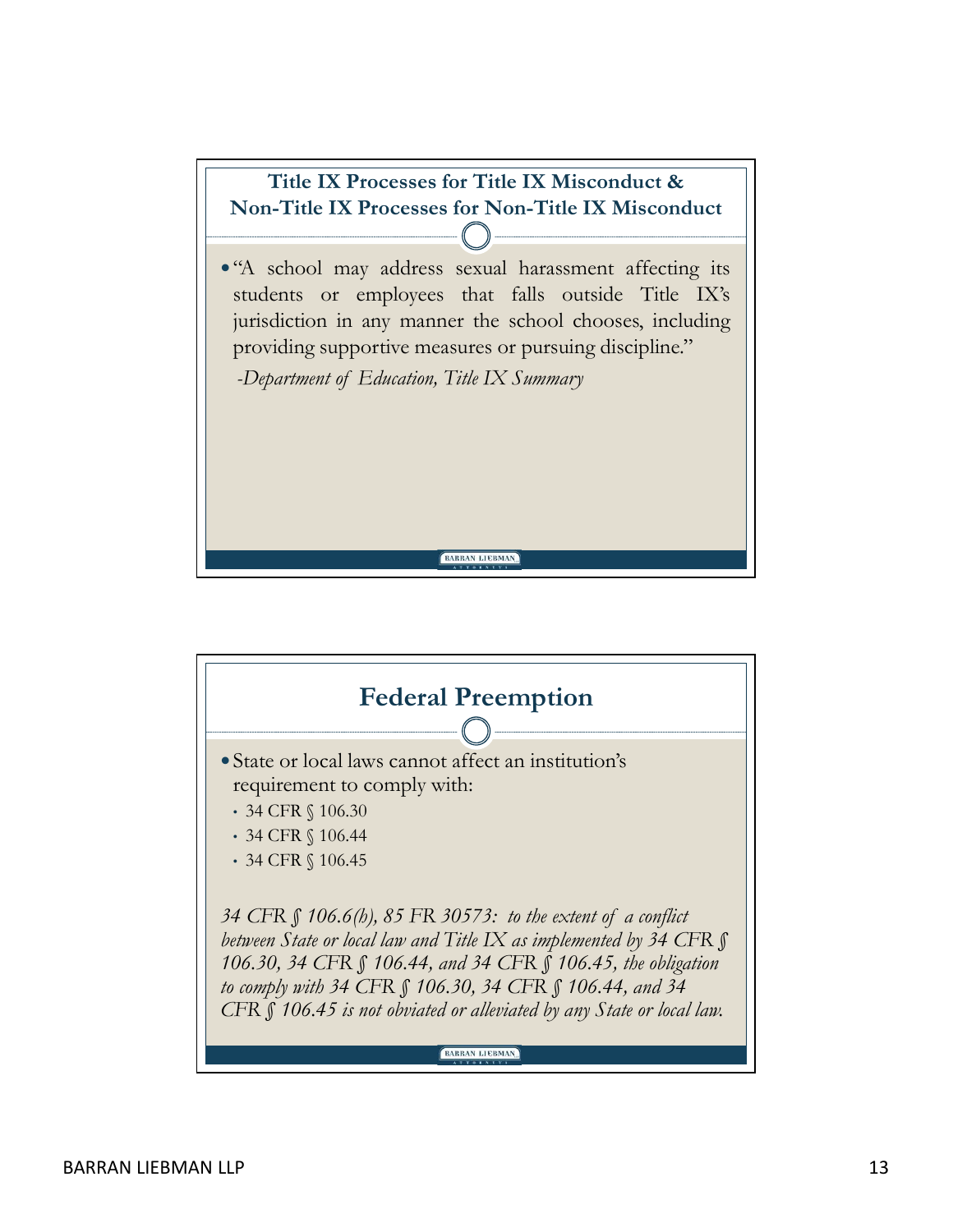## Title IX Processes for Title IX Misconduct & Non-Title IX Processes for Non-Title IX Misconduct

- "A school may address sexual harassment affecting its students or employees that falls outside Title IX's jurisdiction in any manner the school chooses, including providing supportive measures or pursuing discipline."

  *-Department of Education, Title IX Summary*

## Federal Preemption

- State or local laws cannot affect an institution's requirement to comply with:
  - 34 CFR § 106.30
  - 34 CFR § 106.44
  - 34 CFR § 106.45

*34 CFR § 106.6(h), 85 FR 30573: to the extent of a conflict between State or local law and Title IX as implemented by 34 CFR § 106.30, 34 CFR § 106.44, and 34 CFR § 106.45, the obligation to comply with 34 CFR § 106.30, 34 CFR § 106.44, and 34 CFR § 106.45 is not obviated or alleviated by any State or local law.*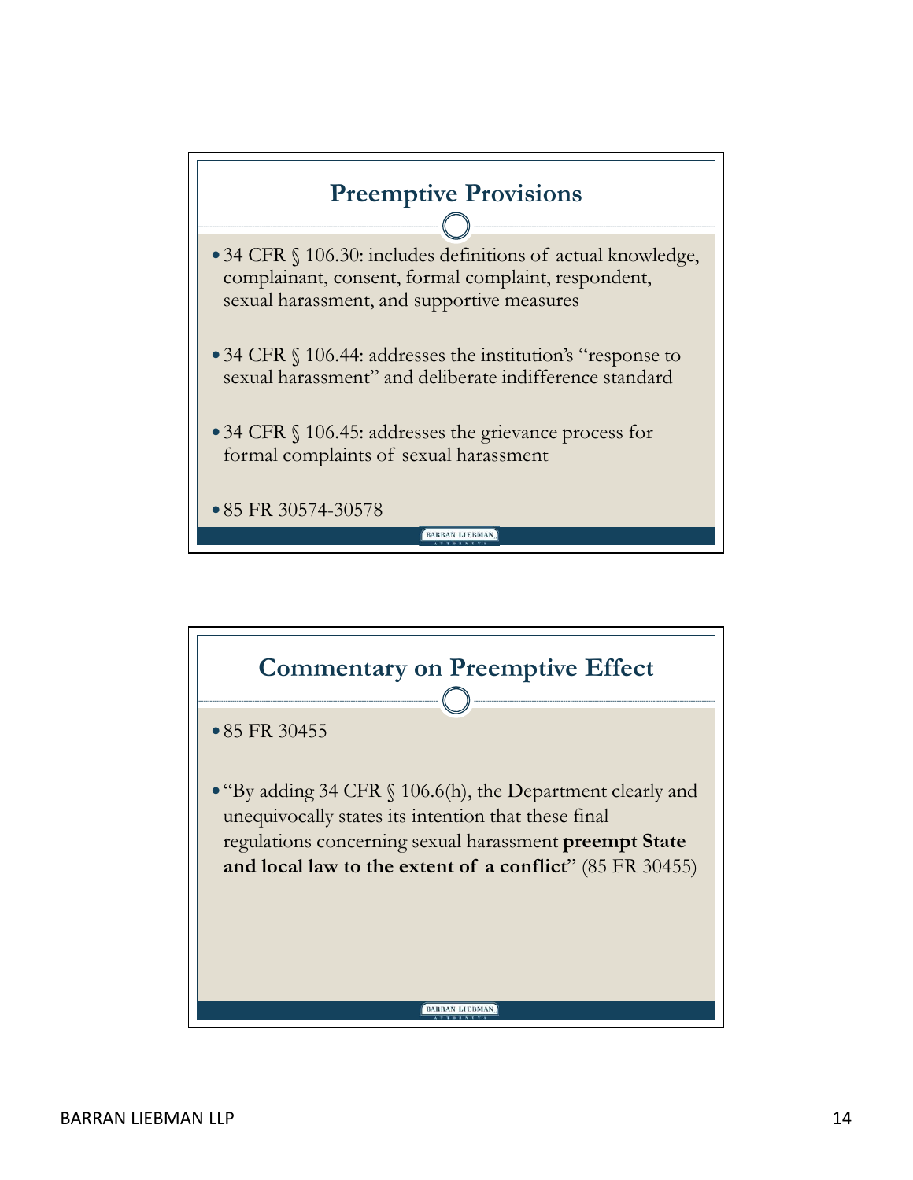## Preemptive Provisions

- 34 CFR § 106.30: includes definitions of actual knowledge, complainant, consent, formal complaint, respondent, sexual harassment, and supportive measures
- 34 CFR § 106.44: addresses the institution's "response to sexual harassment" and deliberate indifference standard
- 34 CFR § 106.45: addresses the grievance process for formal complaints of sexual harassment
- 85 FR 30574-30578

## Commentary on Preemptive Effect

- 85 FR 30455
- "By adding 34 CFR § 106.6(h), the Department clearly and unequivocally states its intention that these final regulations concerning sexual harassment **preempt State and local law to the extent of a conflict**" (85 FR 30455)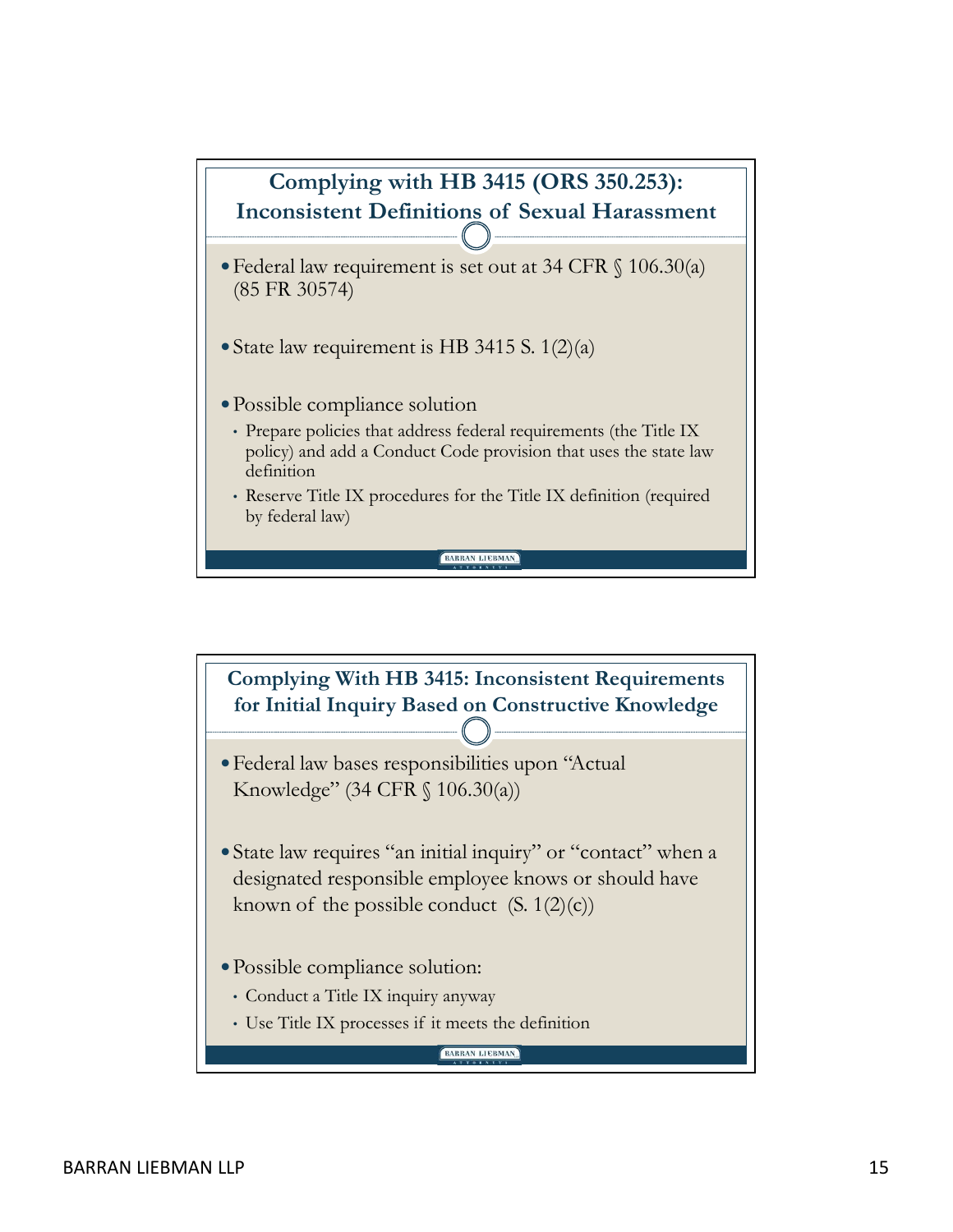## Complying with HB 3415 (ORS 350.253): Inconsistent Definitions of Sexual Harassment

- Federal law requirement is set out at 34 CFR § 106.30(a) (85 FR 30574)
- State law requirement is HB 3415 S. 1(2)(a)
- Possible compliance solution
  - Prepare policies that address federal requirements (the Title IX policy) and add a Conduct Code provision that uses the state law definition
  - Reserve Title IX procedures for the Title IX definition (required by federal law)

## Complying With HB 3415: Inconsistent Requirements for Initial Inquiry Based on Constructive Knowledge

- Federal law bases responsibilities upon "Actual Knowledge" (34 CFR § 106.30(a))
- State law requires "an initial inquiry" or "contact" when a designated responsible employee knows or should have known of the possible conduct (S. 1(2)(c))
- Possible compliance solution:
  - Conduct a Title IX inquiry anyway
  - Use Title IX processes if it meets the definition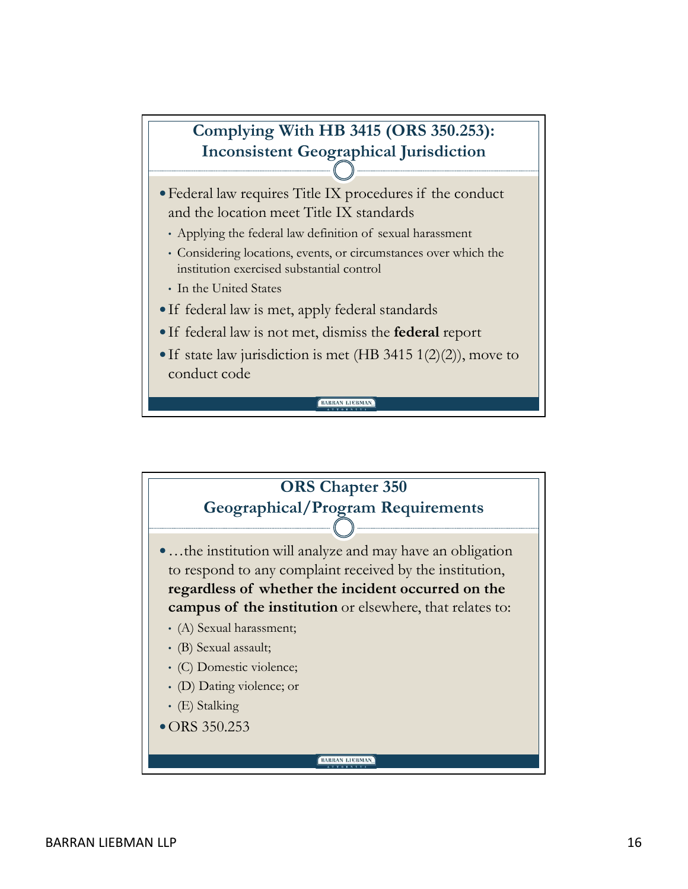## Complying With HB 3415 (ORS 350.253): Inconsistent Geographical Jurisdiction

- Federal law requires Title IX procedures if the conduct and the location meet Title IX standards
  - Applying the federal law definition of sexual harassment
  - Considering locations, events, or circumstances over which the institution exercised substantial control
  - In the United States
- If federal law is met, apply federal standards
- If federal law is not met, dismiss the **federal** report
- If state law jurisdiction is met (HB 3415 1(2)(2)), move to conduct code

## ORS Chapter 350 Geographical/Program Requirements

- …the institution will analyze and may have an obligation to respond to any complaint received by the institution, **regardless of whether the incident occurred on the campus of the institution** or elsewhere, that relates to:
  - (A) Sexual harassment;
  - (B) Sexual assault;
  - (C) Domestic violence;
  - (D) Dating violence; or
  - (E) Stalking
- ORS 350.253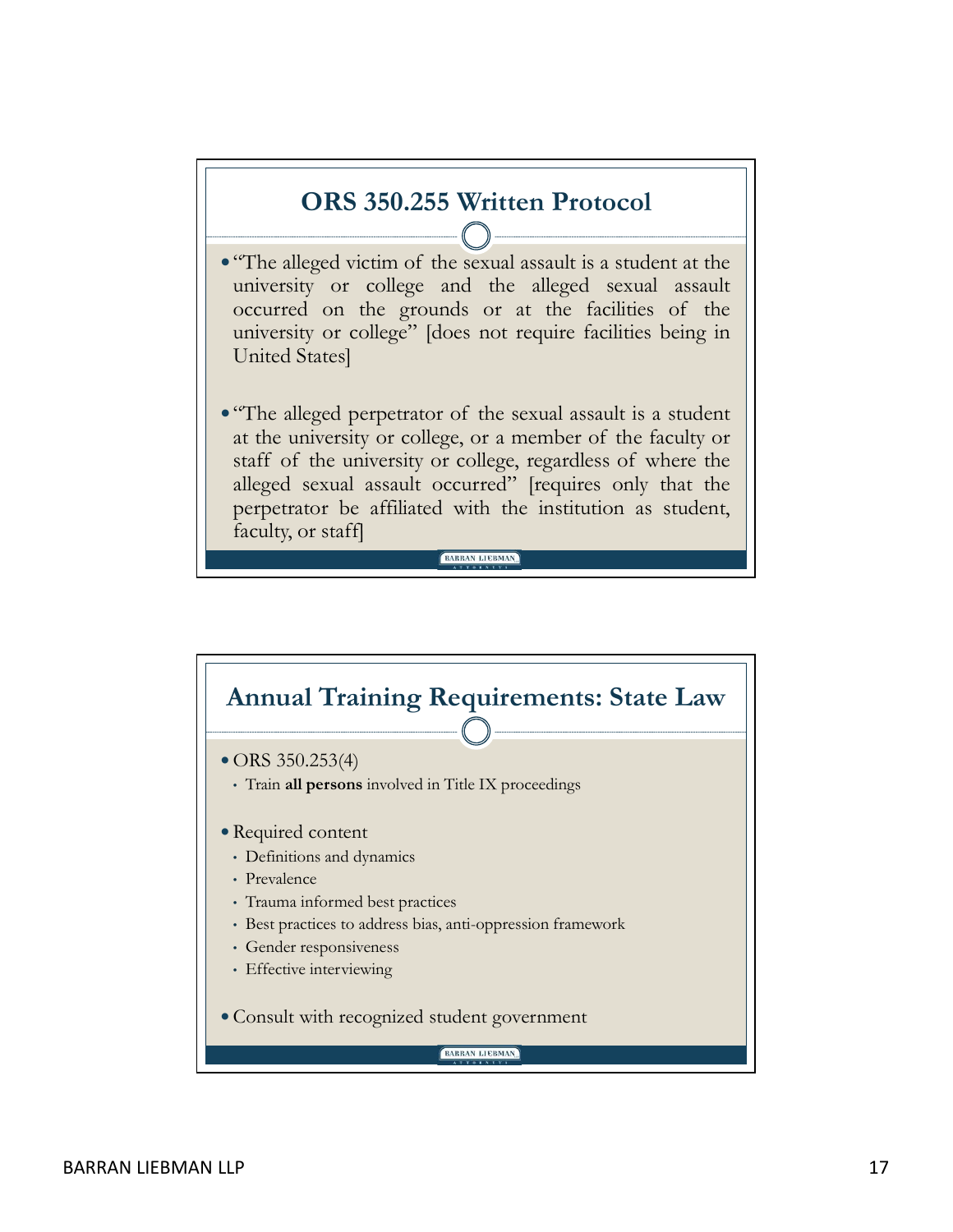## ORS 350.255 Written Protocol

- "The alleged victim of the sexual assault is a student at the university or college and the alleged sexual assault occurred on the grounds or at the facilities of the university or college" [does not require facilities being in United States]
- "The alleged perpetrator of the sexual assault is a student at the university or college, or a member of the faculty or staff of the university or college, regardless of where the alleged sexual assault occurred" [requires only that the perpetrator be affiliated with the institution as student, faculty, or staff]

## Annual Training Requirements: State Law

- ORS 350.253(4)
  - Train **all persons** involved in Title IX proceedings
- Required content
  - Definitions and dynamics
  - Prevalence
  - Trauma informed best practices
  - Best practices to address bias, anti-oppression framework
  - Gender responsiveness
  - Effective interviewing
- Consult with recognized student government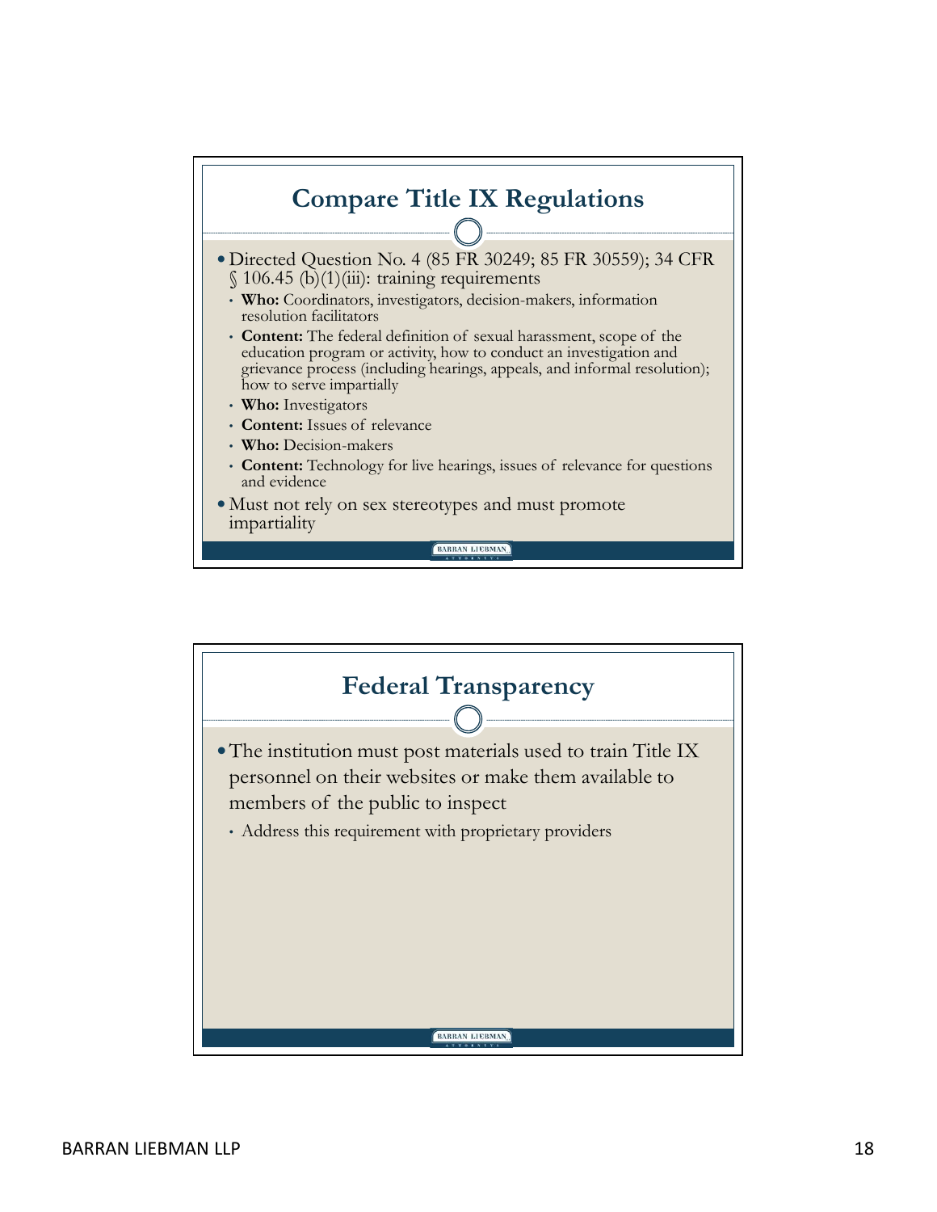## Compare Title IX Regulations

- Directed Question No. 4 (85 FR 30249; 85 FR 30559); 34 CFR § 106.45 (b)(1)(iii): training requirements
  - **Who:** Coordinators, investigators, decision-makers, information resolution facilitators
  - **Content:** The federal definition of sexual harassment, scope of the education program or activity, how to conduct an investigation and grievance process (including hearings, appeals, and informal resolution); how to serve impartially
  - **Who:** Investigators
  - **Content:** Issues of relevance
  - **Who:** Decision-makers
  - **Content:** Technology for live hearings, issues of relevance for questions and evidence
- Must not rely on sex stereotypes and must promote impartiality

## Federal Transparency

- The institution must post materials used to train Title IX personnel on their websites or make them available to members of the public to inspect
  - Address this requirement with proprietary providers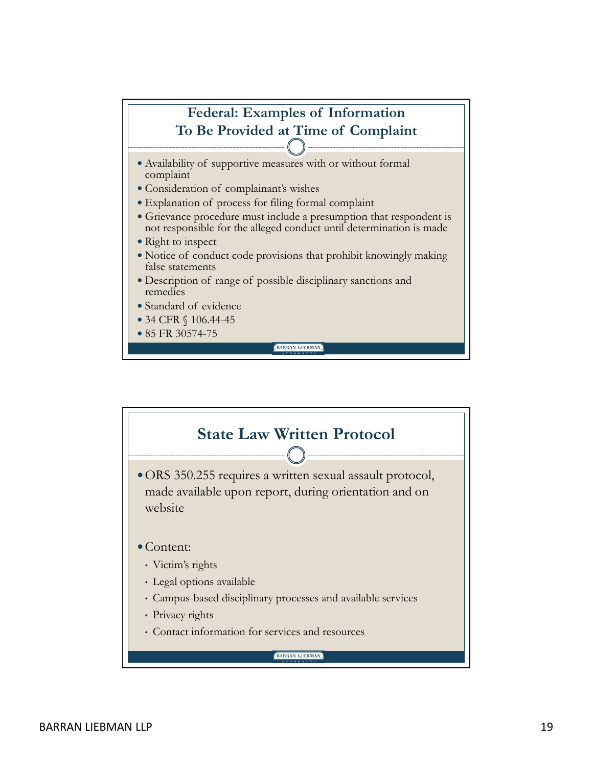## Federal: Examples of Information To Be Provided at Time of Complaint

- Availability of supportive measures with or without formal complaint
- Consideration of complainant's wishes
- Explanation of process for filing formal complaint
- Grievance procedure must include a presumption that respondent is not responsible for the alleged conduct until determination is made
- Right to inspect
- Notice of conduct code provisions that prohibit knowingly making false statements
- Description of range of possible disciplinary sanctions and remedies
- Standard of evidence
- 34 CFR § 106.44-45
- 85 FR 30574-75

## State Law Written Protocol

- ORS 350.255 requires a written sexual assault protocol, made available upon report, during orientation and on website
- Content:
  - Victim's rights
  - Legal options available
  - Campus-based disciplinary processes and available services
  - Privacy rights
  - Contact information for services and resources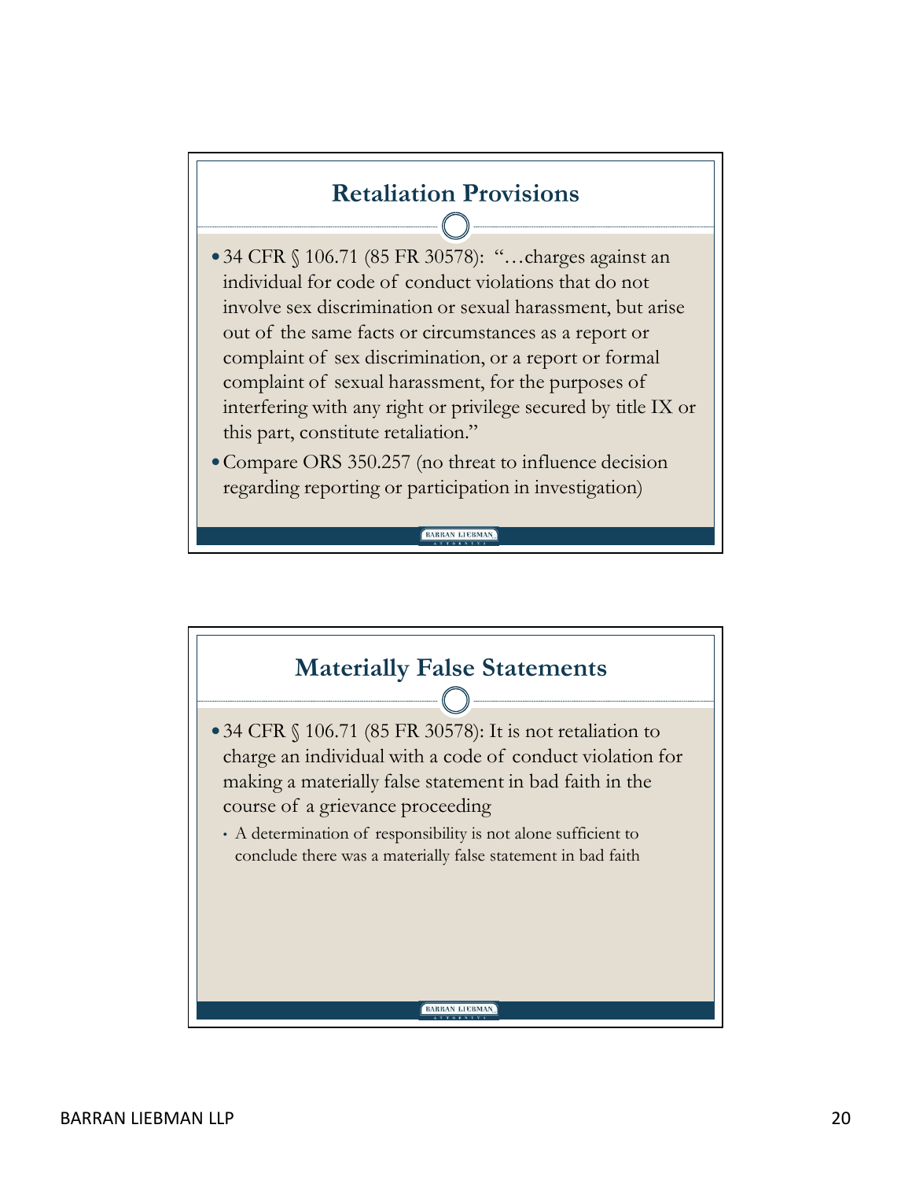## Retaliation Provisions

- 34 CFR § 106.71 (85 FR 30578): "…charges against an individual for code of conduct violations that do not involve sex discrimination or sexual harassment, but arise out of the same facts or circumstances as a report or complaint of sex discrimination, or a report or formal complaint of sexual harassment, for the purposes of interfering with any right or privilege secured by title IX or this part, constitute retaliation."
- Compare ORS 350.257 (no threat to influence decision regarding reporting or participation in investigation)

## Materially False Statements

- 34 CFR § 106.71 (85 FR 30578): It is not retaliation to charge an individual with a code of conduct violation for making a materially false statement in bad faith in the course of a grievance proceeding
  - A determination of responsibility is not alone sufficient to conclude there was a materially false statement in bad faith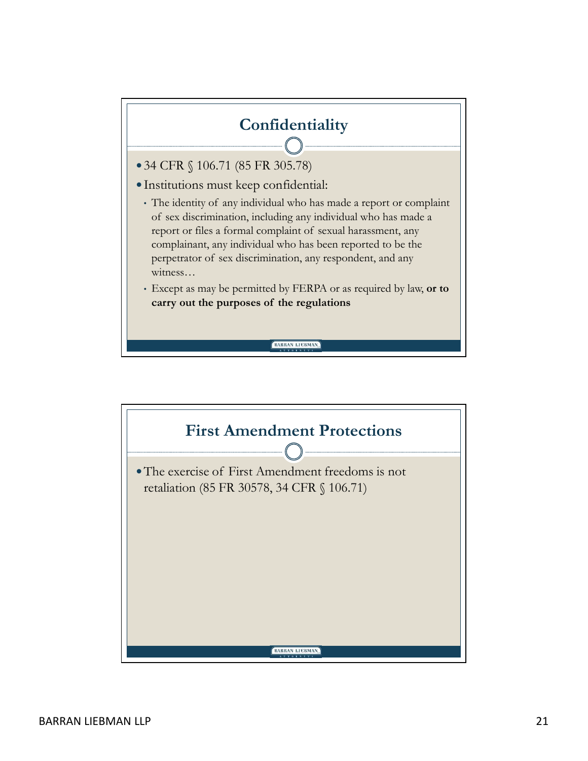## Confidentiality

- 34 CFR § 106.71 (85 FR 305.78)
- Institutions must keep confidential:
  - The identity of any individual who has made a report or complaint of sex discrimination, including any individual who has made a report or files a formal complaint of sexual harassment, any complainant, any individual who has been reported to be the perpetrator of sex discrimination, any respondent, and any witness…
  - Except as may be permitted by FERPA or as required by law, **or to carry out the purposes of the regulations**

## First Amendment Protections

- The exercise of First Amendment freedoms is not retaliation (85 FR 30578, 34 CFR § 106.71)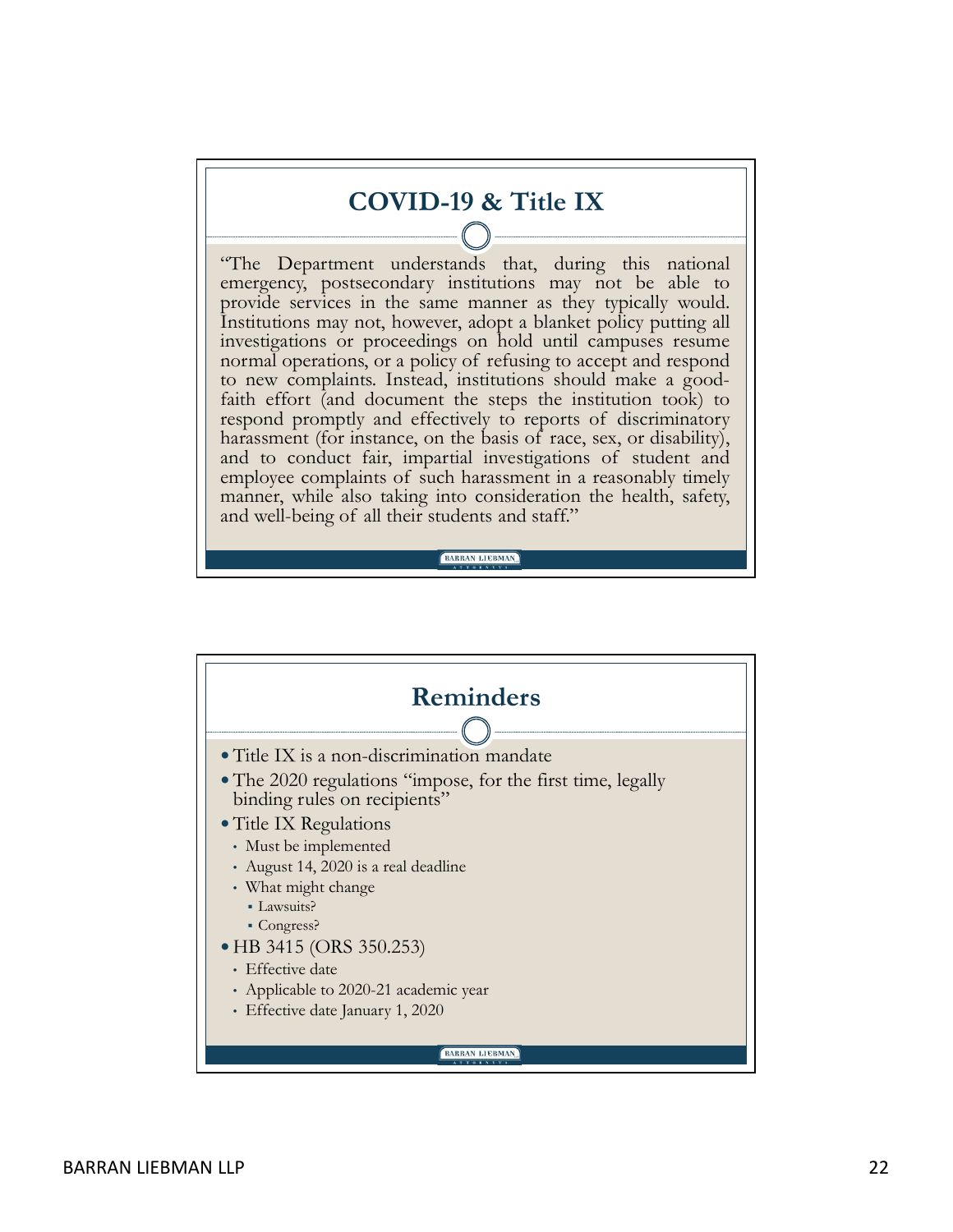## COVID-19 & Title IX

"The Department understands that, during this national emergency, postsecondary institutions may not be able to provide services in the same manner as they typically would. Institutions may not, however, adopt a blanket policy putting all investigations or proceedings on hold until campuses resume normal operations, or a policy of refusing to accept and respond to new complaints. Instead, institutions should make a good-faith effort (and document the steps the institution took) to respond promptly and effectively to reports of discriminatory harassment (for instance, on the basis of race, sex, or disability), and to conduct fair, impartial investigations of student and employee complaints of such harassment in a reasonably timely manner, while also taking into consideration the health, safety, and well-being of all their students and staff."

## Reminders

- Title IX is a non-discrimination mandate
- The 2020 regulations "impose, for the first time, legally binding rules on recipients"
- Title IX Regulations
  - Must be implemented
  - August 14, 2020 is a real deadline
  - What might change
    - Lawsuits?
    - Congress?
- HB 3415 (ORS 350.253)
  - Effective date
  - Applicable to 2020-21 academic year
  - Effective date January 1, 2020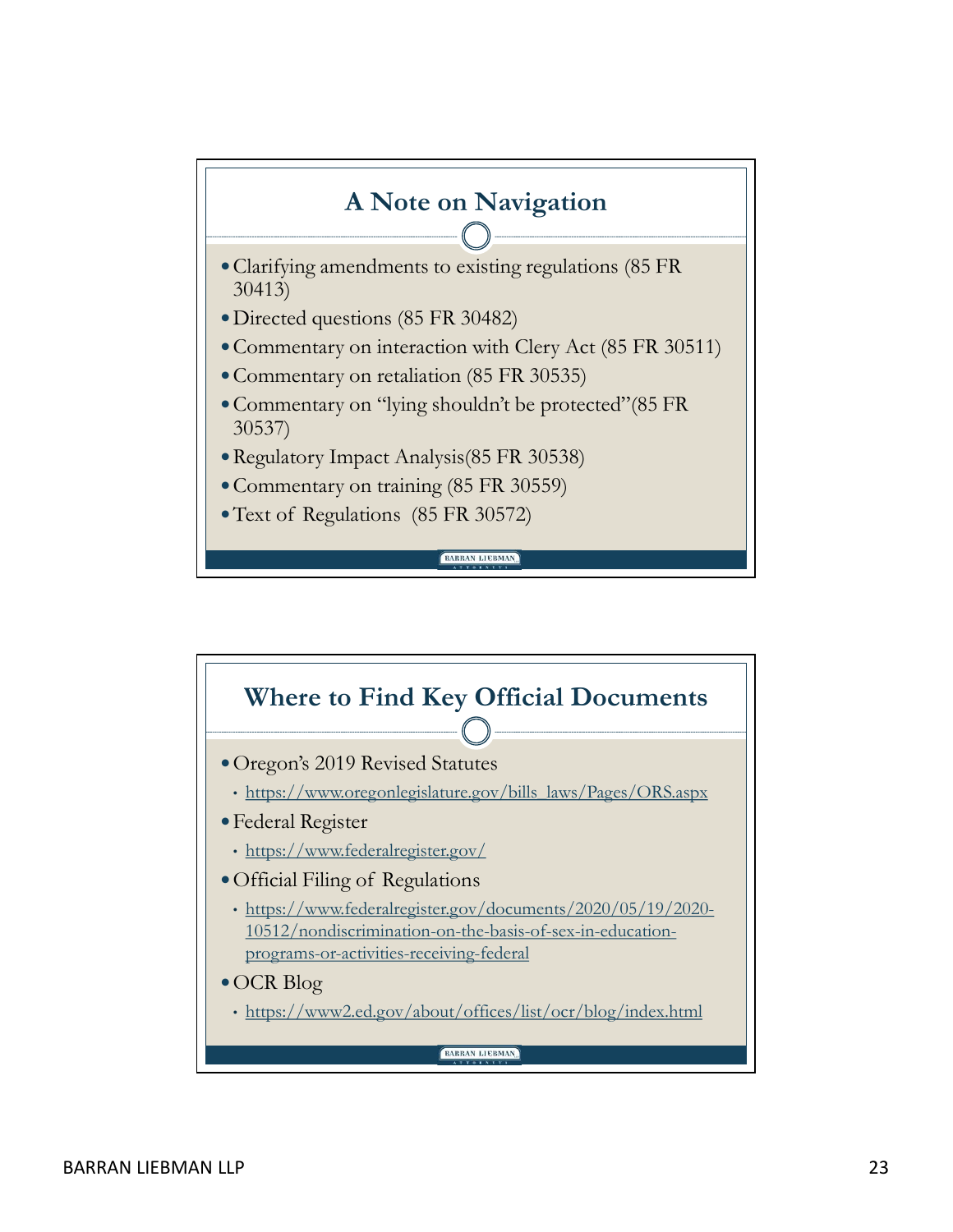## A Note on Navigation

- Clarifying amendments to existing regulations (85 FR 30413)
- Directed questions (85 FR 30482)
- Commentary on interaction with Clery Act (85 FR 30511)
- Commentary on retaliation (85 FR 30535)
- Commentary on "lying shouldn't be protected"(85 FR 30537)
- Regulatory Impact Analysis(85 FR 30538)
- Commentary on training (85 FR 30559)
- Text of Regulations (85 FR 30572)

## Where to Find Key Official Documents

- Oregon's 2019 Revised Statutes
  - https://www.oregonlegislature.gov/bills_laws/Pages/ORS.aspx
- Federal Register
  - https://www.federalregister.gov/
- Official Filing of Regulations
  - https://www.federalregister.gov/documents/2020/05/19/2020-10512/nondiscrimination-on-the-basis-of-sex-in-education-programs-or-activities-receiving-federal
- OCR Blog
  - https://www2.ed.gov/about/offices/list/ocr/blog/index.html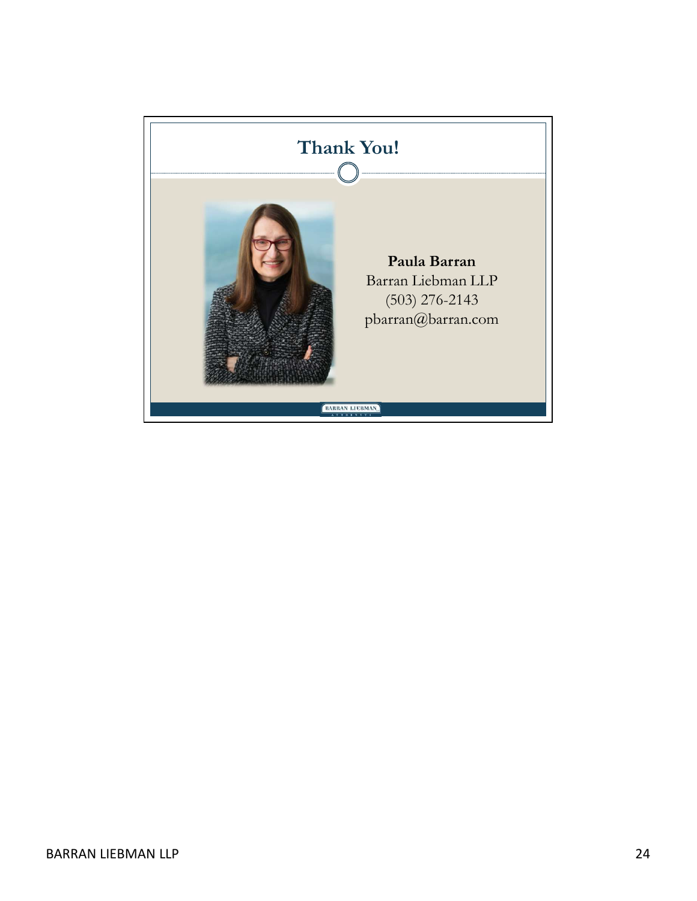# Thank You!

**Paula Barran**
Barran Liebman LLP
(503) 276-2143
pbarran@barran.com